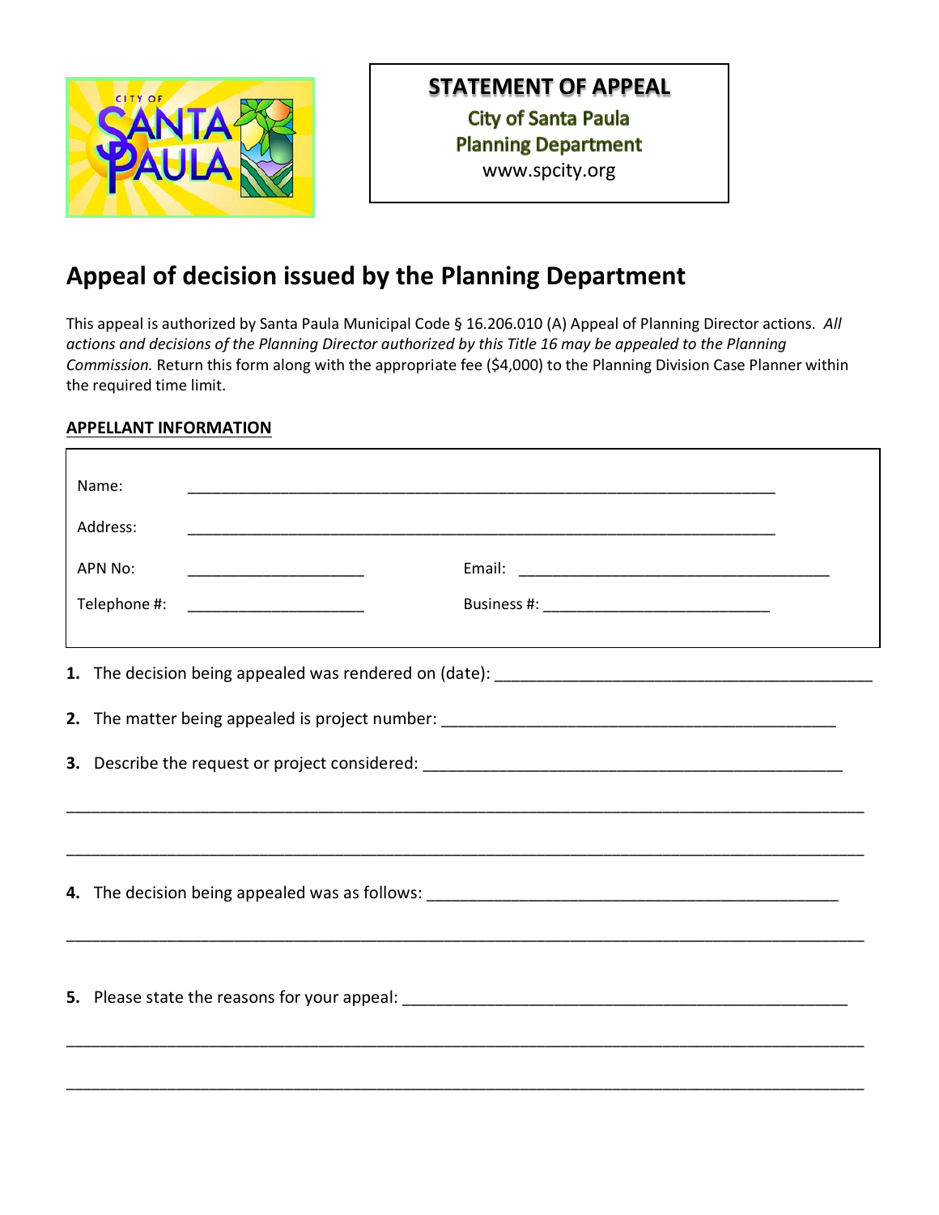**STATEMENT OF APPEAL**

City of Santa Paula
Planning Department
www.spcity.org

# Appeal of decision issued by the Planning Department

This appeal is authorized by Santa Paula Municipal Code § 16.206.010 (A) Appeal of Planning Director actions. *All actions and decisions of the Planning Director authorized by this Title 16 may be appealed to the Planning Commission.* Return this form along with the appropriate fee ($4,000) to the Planning Division Case Planner within the required time limit.

## APPELLANT INFORMATION

Name: ______________________________________________________________

Address: ______________________________________________________________

APN No: ____________________ Email: ____________________________________

Telephone #: ____________________ Business #: __________________________

**1.** The decision being appealed was rendered on (date): ________________________________________

**2.** The matter being appealed is project number: ________________________________________

**3.** Describe the request or project considered: ________________________________________

________________________________________________________________________________

________________________________________________________________________________

**4.** The decision being appealed was as follows: ________________________________________

________________________________________________________________________________

**5.** Please state the reasons for your appeal: ________________________________________

________________________________________________________________________________

________________________________________________________________________________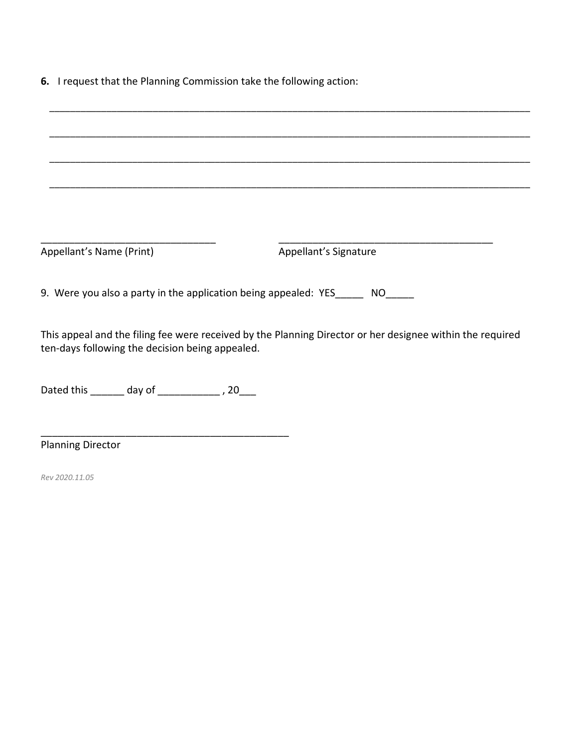**6.** I request that the Planning Commission take the following action:

_____________________________________________________________________________________

_____________________________________________________________________________________

_____________________________________________________________________________________

_____________________________________________________________________________________

______________________________ ______________________________________

Appellant's Name (Print) Appellant's Signature

9. Were you also a party in the application being appealed: YES_____ NO_____

This appeal and the filing fee were received by the Planning Director or her designee within the required ten-days following the decision being appealed.

Dated this ______ day of ___________ , 20___

_____________________________________________

Planning Director

*Rev 2020.11.05*